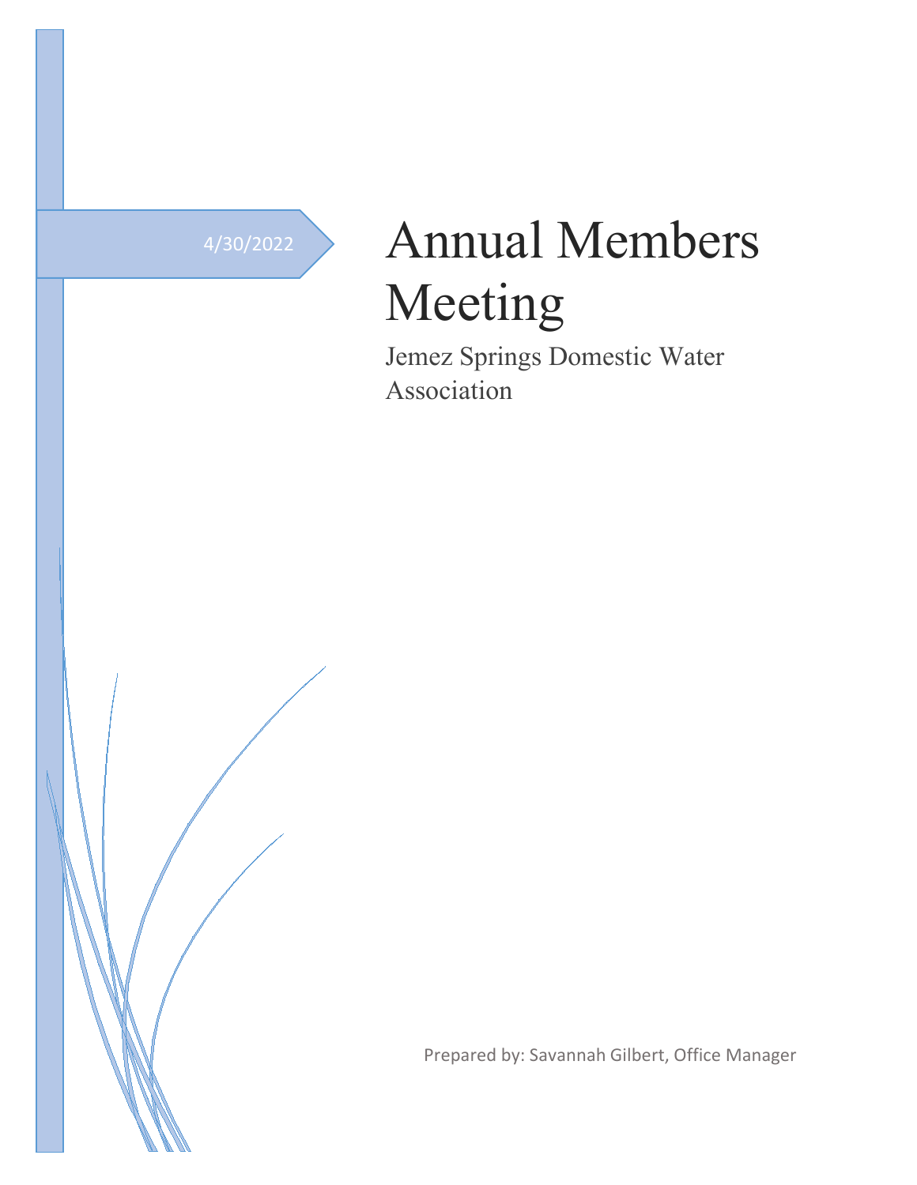4/30/2022

# Annual Members Meeting

Jemez Springs Domestic Water Association

Prepared by: Savannah Gilbert, Office Manager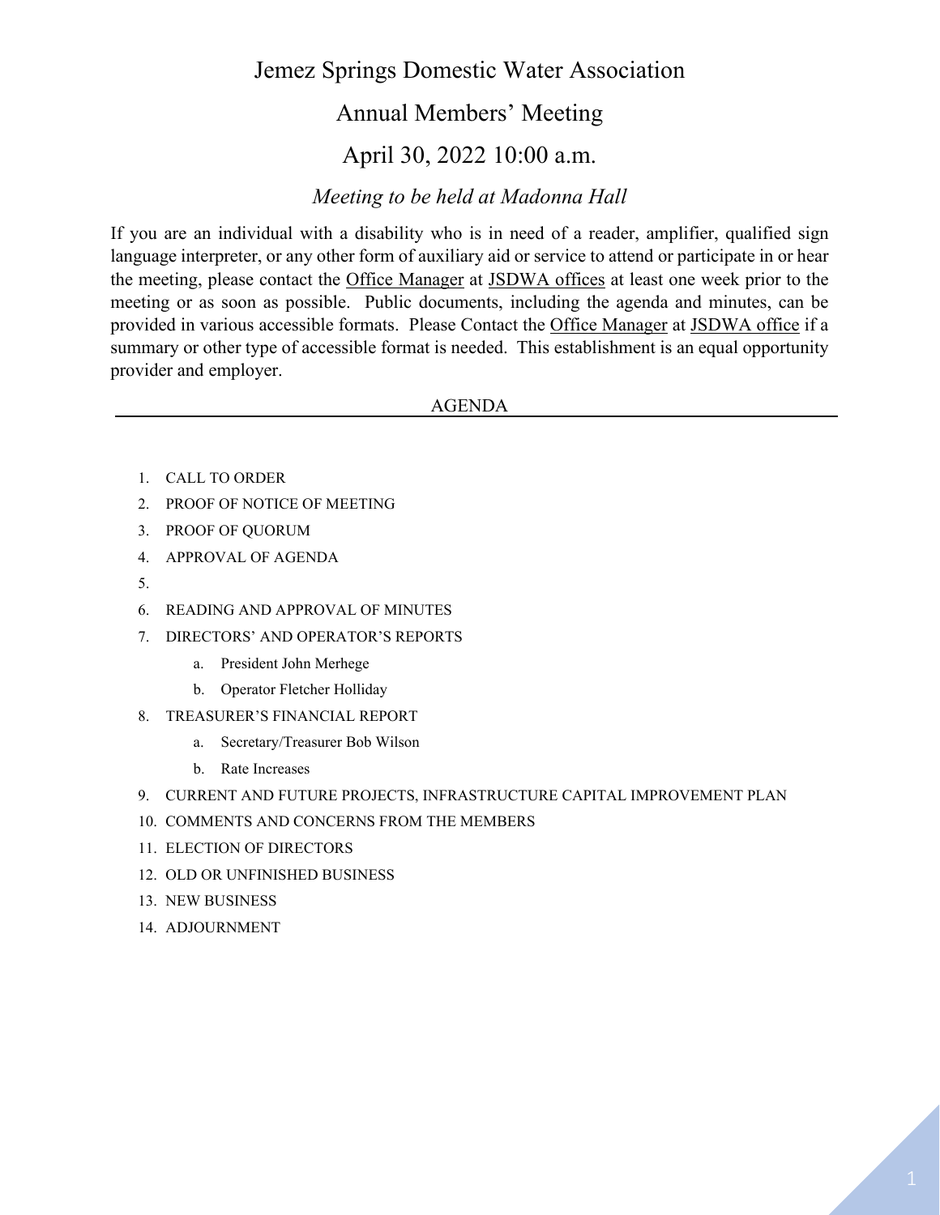# Jemez Springs Domestic Water Association

## Annual Members' Meeting

## April 30, 2022 10:00 a.m.

### *Meeting to be held at Madonna Hall*

If you are an individual with a disability who is in need of a reader, amplifier, qualified sign language interpreter, or any other form of auxiliary aid or service to attend or participate in or hear the meeting, please contact the Office Manager at JSDWA offices at least one week prior to the meeting or as soon as possible. Public documents, including the agenda and minutes, can be provided in various accessible formats. Please Contact the Office Manager at JSDWA office if a summary or other type of accessible format is needed. This establishment is an equal opportunity provider and employer.

AGENDA

---

1. CALL TO ORDER
2. PROOF OF NOTICE OF MEETING
3. PROOF OF QUORUM
4. APPROVAL OF AGENDA
5. 
6. READING AND APPROVAL OF MINUTES
7. DIRECTORS' AND OPERATOR'S REPORTS
   a. President John Merhege
   b. Operator Fletcher Holliday
8. TREASURER'S FINANCIAL REPORT
   a. Secretary/Treasurer Bob Wilson
   b. Rate Increases
9. CURRENT AND FUTURE PROJECTS, INFRASTRUCTURE CAPITAL IMPROVEMENT PLAN
10. COMMENTS AND CONCERNS FROM THE MEMBERS
11. ELECTION OF DIRECTORS
12. OLD OR UNFINISHED BUSINESS
13. NEW BUSINESS
14. ADJOURNMENT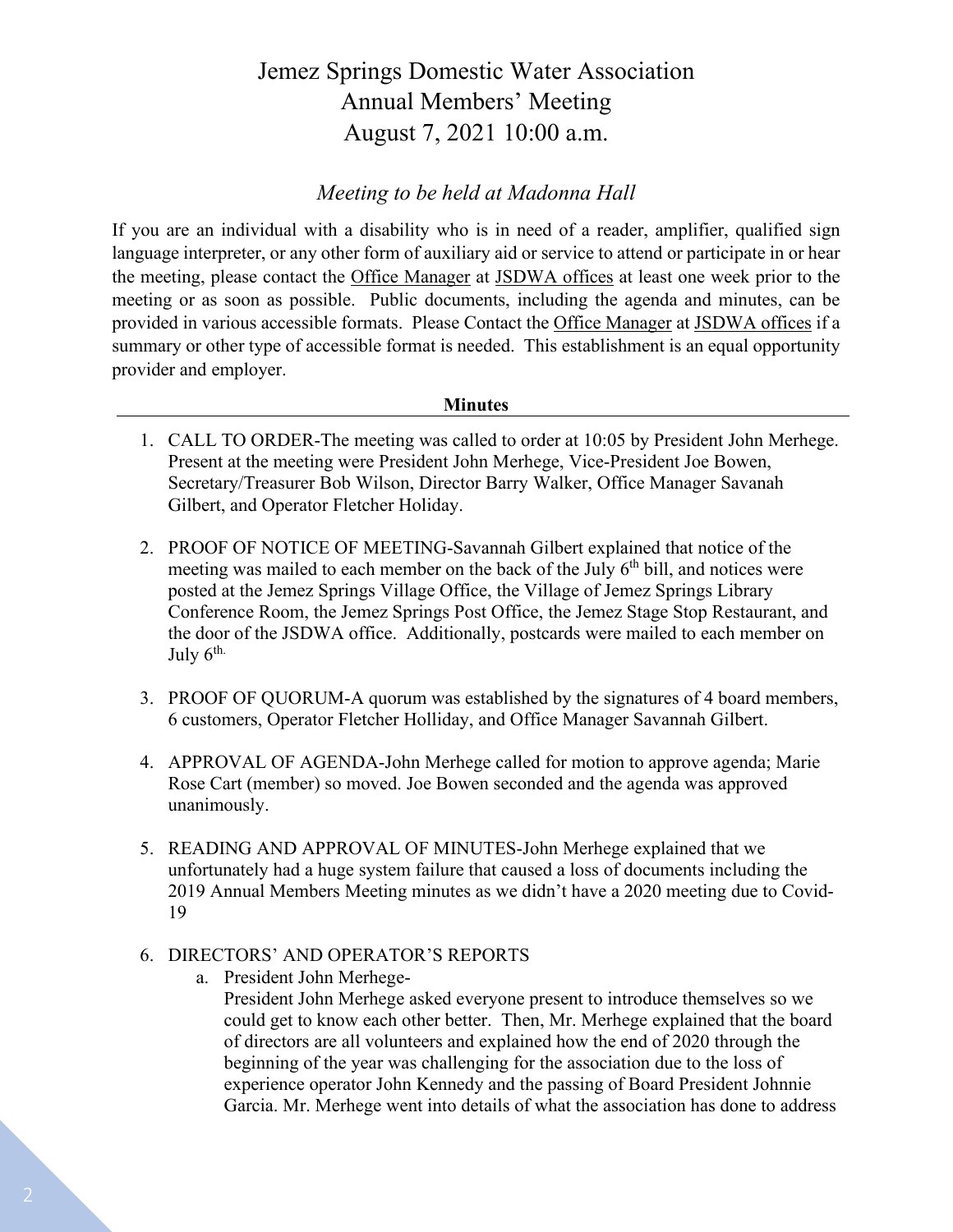# Jemez Springs Domestic Water Association
# Annual Members' Meeting
# August 7, 2021 10:00 a.m.

*Meeting to be held at Madonna Hall*

If you are an individual with a disability who is in need of a reader, amplifier, qualified sign language interpreter, or any other form of auxiliary aid or service to attend or participate in or hear the meeting, please contact the Office Manager at JSDWA offices at least one week prior to the meeting or as soon as possible. Public documents, including the agenda and minutes, can be provided in various accessible formats. Please Contact the Office Manager at JSDWA offices if a summary or other type of accessible format is needed. This establishment is an equal opportunity provider and employer.

**Minutes**

1. CALL TO ORDER-The meeting was called to order at 10:05 by President John Merhege. Present at the meeting were President John Merhege, Vice-President Joe Bowen, Secretary/Treasurer Bob Wilson, Director Barry Walker, Office Manager Savanah Gilbert, and Operator Fletcher Holiday.

2. PROOF OF NOTICE OF MEETING-Savannah Gilbert explained that notice of the meeting was mailed to each member on the back of the July 6th bill, and notices were posted at the Jemez Springs Village Office, the Village of Jemez Springs Library Conference Room, the Jemez Springs Post Office, the Jemez Stage Stop Restaurant, and the door of the JSDWA office. Additionally, postcards were mailed to each member on July 6th.

3. PROOF OF QUORUM-A quorum was established by the signatures of 4 board members, 6 customers, Operator Fletcher Holliday, and Office Manager Savannah Gilbert.

4. APPROVAL OF AGENDA-John Merhege called for motion to approve agenda; Marie Rose Cart (member) so moved. Joe Bowen seconded and the agenda was approved unanimously.

5. READING AND APPROVAL OF MINUTES-John Merhege explained that we unfortunately had a huge system failure that caused a loss of documents including the 2019 Annual Members Meeting minutes as we didn't have a 2020 meeting due to Covid-19

6. DIRECTORS' AND OPERATOR'S REPORTS
   a. President John Merhege-
   President John Merhege asked everyone present to introduce themselves so we could get to know each other better. Then, Mr. Merhege explained that the board of directors are all volunteers and explained how the end of 2020 through the beginning of the year was challenging for the association due to the loss of experience operator John Kennedy and the passing of Board President Johnnie Garcia. Mr. Merhege went into details of what the association has done to address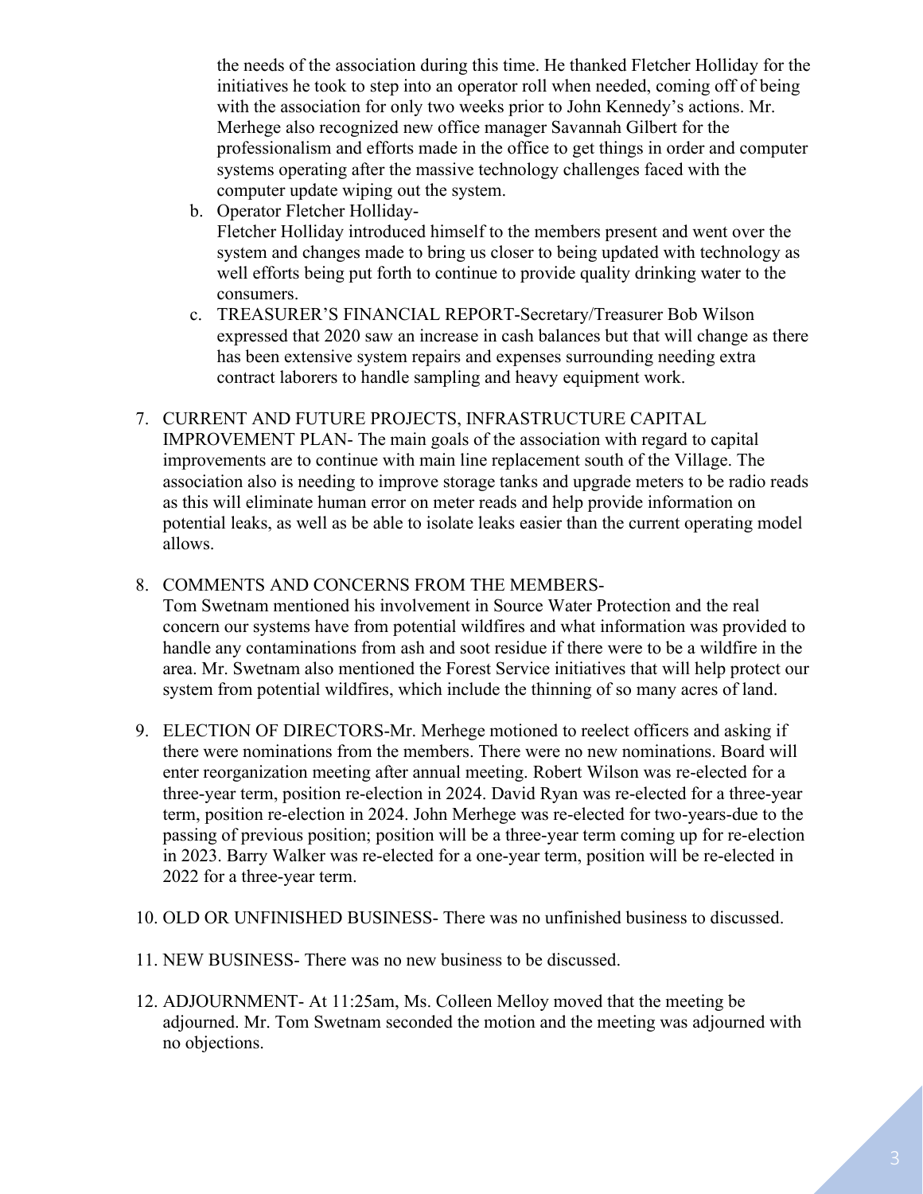the needs of the association during this time. He thanked Fletcher Holliday for the initiatives he took to step into an operator roll when needed, coming off of being with the association for only two weeks prior to John Kennedy's actions. Mr. Merhege also recognized new office manager Savannah Gilbert for the professionalism and efforts made in the office to get things in order and computer systems operating after the massive technology challenges faced with the computer update wiping out the system.

   b. Operator Fletcher Holliday-
      Fletcher Holliday introduced himself to the members present and went over the system and changes made to bring us closer to being updated with technology as well efforts being put forth to continue to provide quality drinking water to the consumers.

   c. TREASURER'S FINANCIAL REPORT-Secretary/Treasurer Bob Wilson expressed that 2020 saw an increase in cash balances but that will change as there has been extensive system repairs and expenses surrounding needing extra contract laborers to handle sampling and heavy equipment work.

7. CURRENT AND FUTURE PROJECTS, INFRASTRUCTURE CAPITAL IMPROVEMENT PLAN- The main goals of the association with regard to capital improvements are to continue with main line replacement south of the Village. The association also is needing to improve storage tanks and upgrade meters to be radio reads as this will eliminate human error on meter reads and help provide information on potential leaks, as well as be able to isolate leaks easier than the current operating model allows.

8. COMMENTS AND CONCERNS FROM THE MEMBERS-
   Tom Swetnam mentioned his involvement in Source Water Protection and the real concern our systems have from potential wildfires and what information was provided to handle any contaminations from ash and soot residue if there were to be a wildfire in the area. Mr. Swetnam also mentioned the Forest Service initiatives that will help protect our system from potential wildfires, which include the thinning of so many acres of land.

9. ELECTION OF DIRECTORS-Mr. Merhege motioned to reelect officers and asking if there were nominations from the members. There were no new nominations. Board will enter reorganization meeting after annual meeting. Robert Wilson was re-elected for a three-year term, position re-election in 2024. David Ryan was re-elected for a three-year term, position re-election in 2024. John Merhege was re-elected for two-years-due to the passing of previous position; position will be a three-year term coming up for re-election in 2023. Barry Walker was re-elected for a one-year term, position will be re-elected in 2022 for a three-year term.

10. OLD OR UNFINISHED BUSINESS- There was no unfinished business to discussed.

11. NEW BUSINESS- There was no new business to be discussed.

12. ADJOURNMENT- At 11:25am, Ms. Colleen Melloy moved that the meeting be adjourned. Mr. Tom Swetnam seconded the motion and the meeting was adjourned with no objections.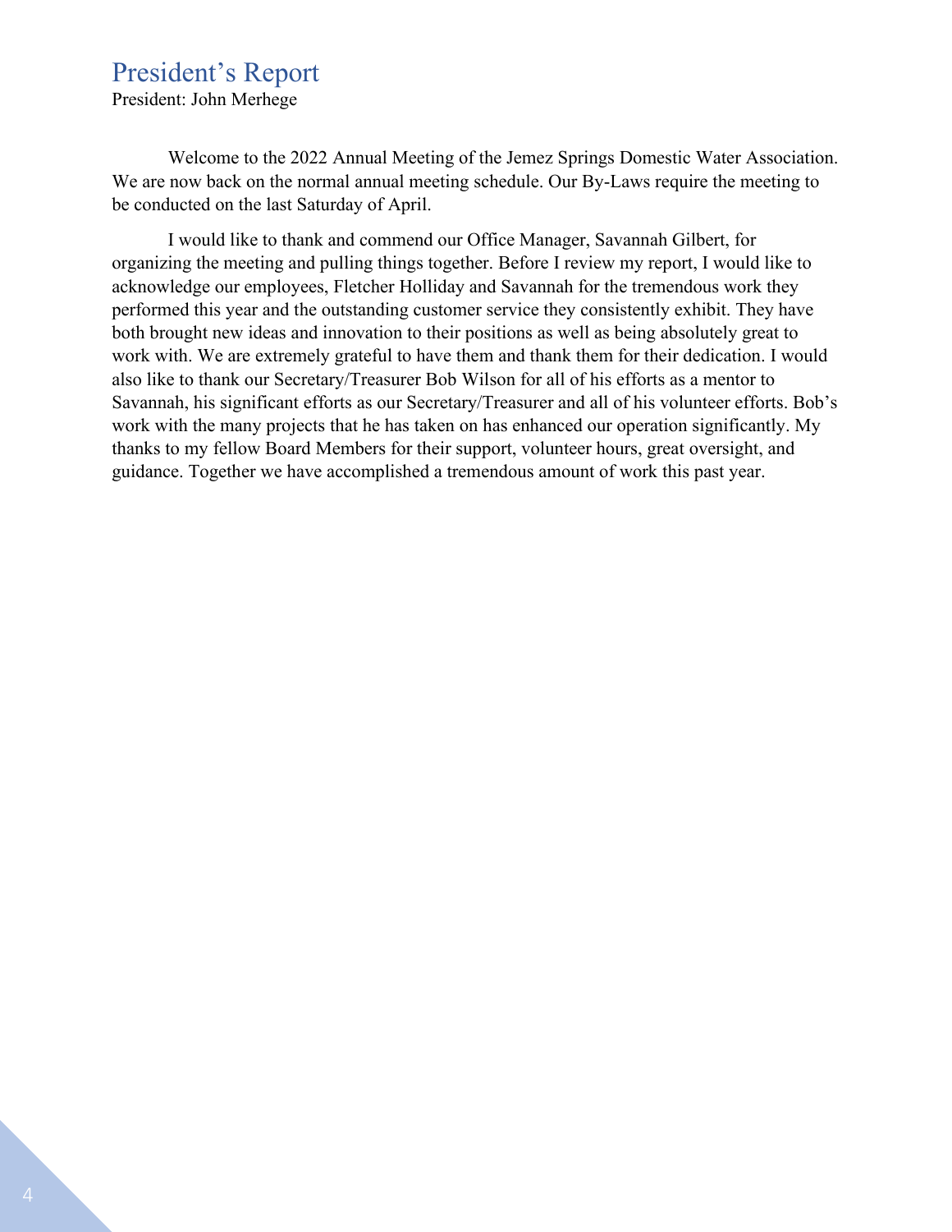# President's Report

President: John Merhege

Welcome to the 2022 Annual Meeting of the Jemez Springs Domestic Water Association. We are now back on the normal annual meeting schedule. Our By-Laws require the meeting to be conducted on the last Saturday of April.

I would like to thank and commend our Office Manager, Savannah Gilbert, for organizing the meeting and pulling things together. Before I review my report, I would like to acknowledge our employees, Fletcher Holliday and Savannah for the tremendous work they performed this year and the outstanding customer service they consistently exhibit. They have both brought new ideas and innovation to their positions as well as being absolutely great to work with. We are extremely grateful to have them and thank them for their dedication. I would also like to thank our Secretary/Treasurer Bob Wilson for all of his efforts as a mentor to Savannah, his significant efforts as our Secretary/Treasurer and all of his volunteer efforts. Bob's work with the many projects that he has taken on has enhanced our operation significantly. My thanks to my fellow Board Members for their support, volunteer hours, great oversight, and guidance. Together we have accomplished a tremendous amount of work this past year.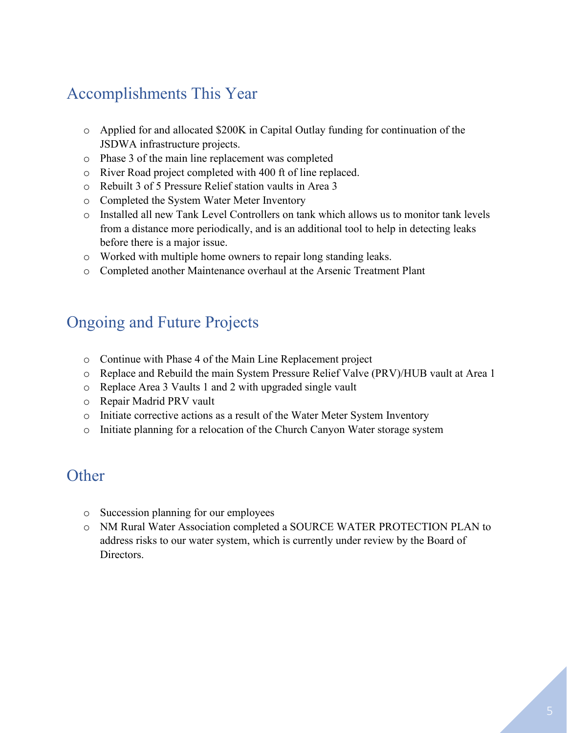## Accomplishments This Year

- Applied for and allocated $200K in Capital Outlay funding for continuation of the JSDWA infrastructure projects.
- Phase 3 of the main line replacement was completed
- River Road project completed with 400 ft of line replaced.
- Rebuilt 3 of 5 Pressure Relief station vaults in Area 3
- Completed the System Water Meter Inventory
- Installed all new Tank Level Controllers on tank which allows us to monitor tank levels from a distance more periodically, and is an additional tool to help in detecting leaks before there is a major issue.
- Worked with multiple home owners to repair long standing leaks.
- Completed another Maintenance overhaul at the Arsenic Treatment Plant

## Ongoing and Future Projects

- Continue with Phase 4 of the Main Line Replacement project
- Replace and Rebuild the main System Pressure Relief Valve (PRV)/HUB vault at Area 1
- Replace Area 3 Vaults 1 and 2 with upgraded single vault
- Repair Madrid PRV vault
- Initiate corrective actions as a result of the Water Meter System Inventory
- Initiate planning for a relocation of the Church Canyon Water storage system

## Other

- Succession planning for our employees
- NM Rural Water Association completed a SOURCE WATER PROTECTION PLAN to address risks to our water system, which is currently under review by the Board of Directors.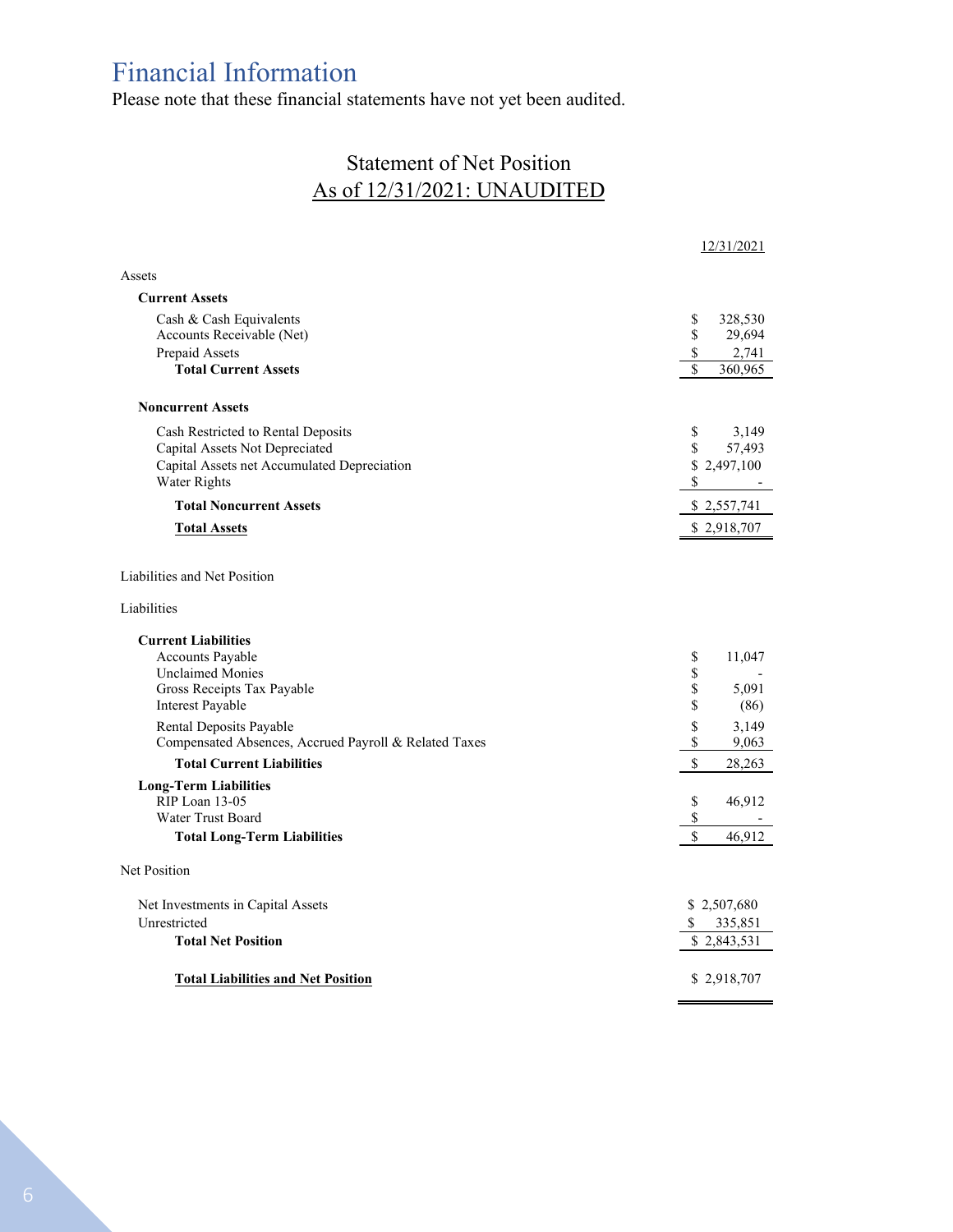# Financial Information

Please note that these financial statements have not yet been audited.

## Statement of Net Position
## As of 12/31/2021: UNAUDITED

| | 12/31/2021 |
|---|---|
| Assets | |
| **Current Assets** | |
| Cash & Cash Equivalents | $ 328,530 |
| Accounts Receivable (Net) | $ 29,694 |
| Prepaid Assets | $ 2,741 |
| **Total Current Assets** | $ 360,965 |
| **Noncurrent Assets** | |
| Cash Restricted to Rental Deposits | $ 3,149 |
| Capital Assets Not Depreciated | $ 57,493 |
| Capital Assets net Accumulated Depreciation | $ 2,497,100 |
| Water Rights | $ - |
| **Total Noncurrent Assets** | $ 2,557,741 |
| **Total Assets** | $ 2,918,707 |
| Liabilities and Net Position | |
| Liabilities | |
| **Current Liabilities** | |
| Accounts Payable | $ 11,047 |
| Unclaimed Monies | $ - |
| Gross Receipts Tax Payable | $ 5,091 |
| Interest Payable | $ (86) |
| Rental Deposits Payable | $ 3,149 |
| Compensated Absences, Accrued Payroll & Related Taxes | $ 9,063 |
| **Total Current Liabilities** | $ 28,263 |
| **Long-Term Liabilities** | |
| RIP Loan 13-05 | $ 46,912 |
| Water Trust Board | $ - |
| **Total Long-Term Liabilities** | $ 46,912 |
| Net Position | |
| Net Investments in Capital Assets | $ 2,507,680 |
| Unrestricted | $ 335,851 |
| **Total Net Position** | $ 2,843,531 |
| **Total Liabilities and Net Position** | $ 2,918,707 |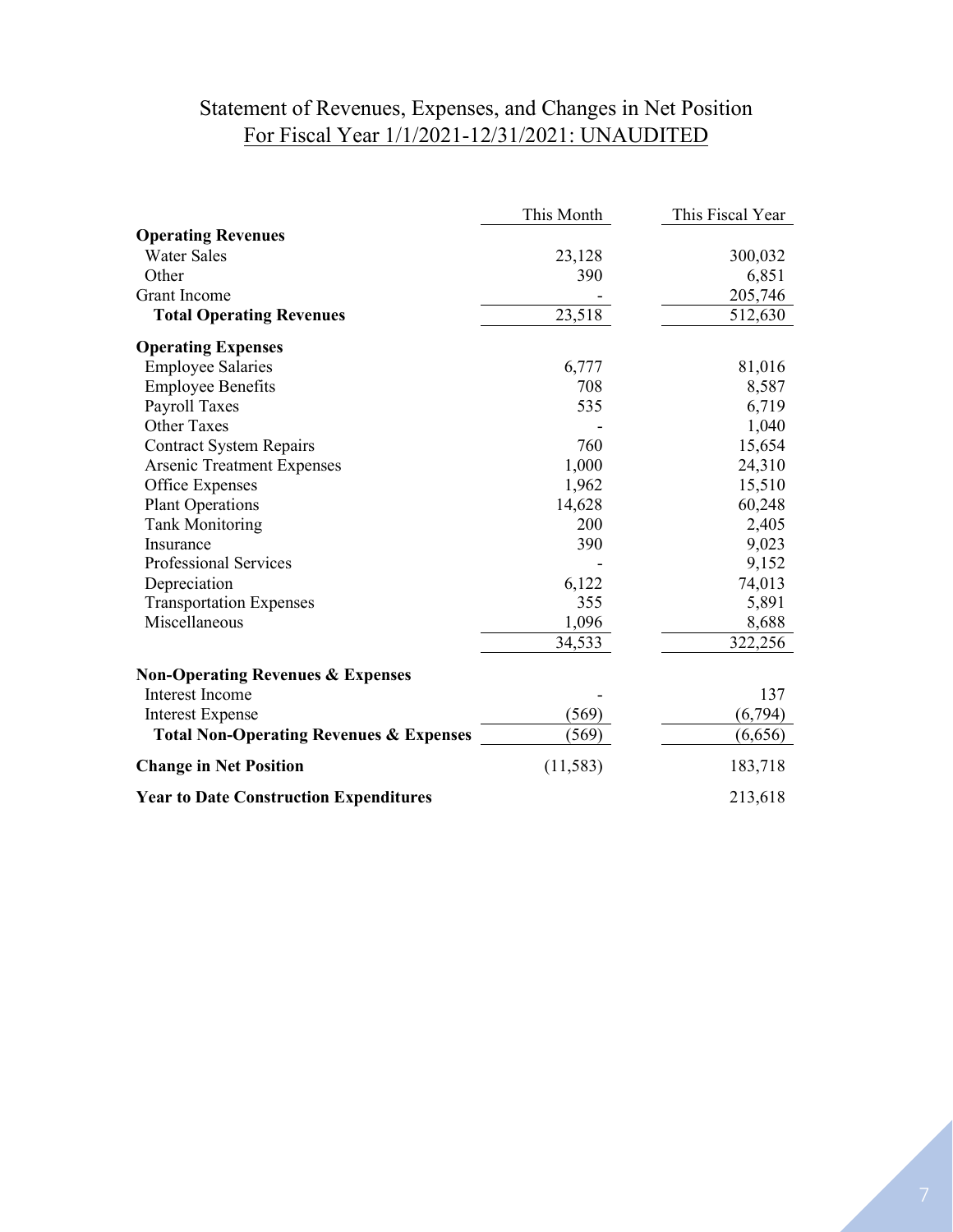## Statement of Revenues, Expenses, and Changes in Net Position
## For Fiscal Year 1/1/2021-12/31/2021: UNAUDITED

| | This Month | This Fiscal Year |
|---|---:|---:|
| **Operating Revenues** | | |
| Water Sales | 23,128 | 300,032 |
| Other | 390 | 6,851 |
| Grant Income | - | 205,746 |
| **Total Operating Revenues** | 23,518 | 512,630 |
| **Operating Expenses** | | |
| Employee Salaries | 6,777 | 81,016 |
| Employee Benefits | 708 | 8,587 |
| Payroll Taxes | 535 | 6,719 |
| Other Taxes | - | 1,040 |
| Contract System Repairs | 760 | 15,654 |
| Arsenic Treatment Expenses | 1,000 | 24,310 |
| Office Expenses | 1,962 | 15,510 |
| Plant Operations | 14,628 | 60,248 |
| Tank Monitoring | 200 | 2,405 |
| Insurance | 390 | 9,023 |
| Professional Services | - | 9,152 |
| Depreciation | 6,122 | 74,013 |
| Transportation Expenses | 355 | 5,891 |
| Miscellaneous | 1,096 | 8,688 |
| | 34,533 | 322,256 |
| **Non-Operating Revenues & Expenses** | | |
| Interest Income | - | 137 |
| Interest Expense | (569) | (6,794) |
| **Total Non-Operating Revenues & Expenses** | (569) | (6,656) |
| **Change in Net Position** | (11,583) | 183,718 |
| **Year to Date Construction Expenditures** | | 213,618 |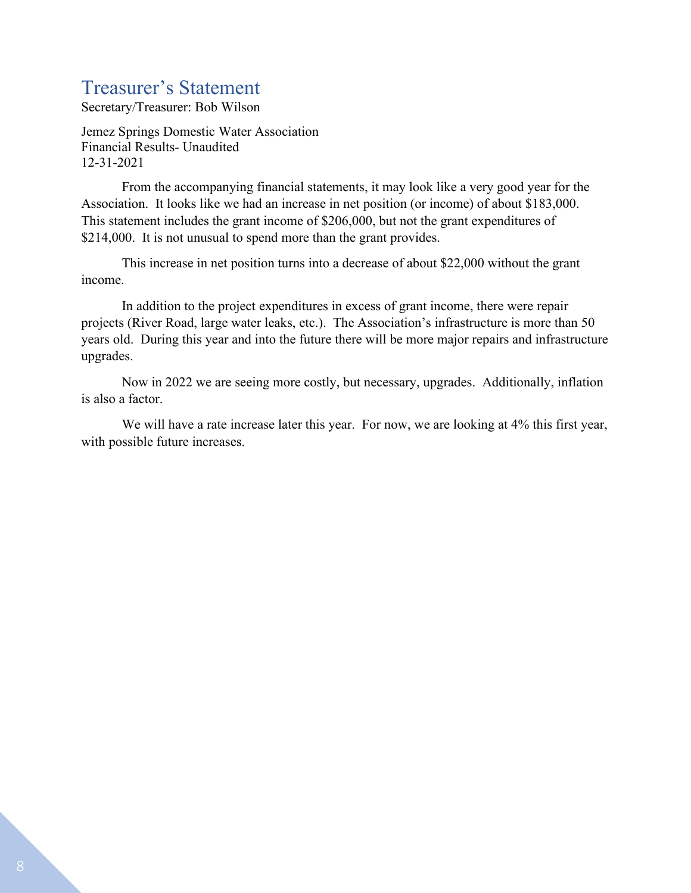## Treasurer's Statement

Secretary/Treasurer: Bob Wilson

Jemez Springs Domestic Water Association
Financial Results- Unaudited
12-31-2021

From the accompanying financial statements, it may look like a very good year for the Association. It looks like we had an increase in net position (or income) of about $183,000. This statement includes the grant income of $206,000, but not the grant expenditures of $214,000. It is not unusual to spend more than the grant provides.

This increase in net position turns into a decrease of about $22,000 without the grant income.

In addition to the project expenditures in excess of grant income, there were repair projects (River Road, large water leaks, etc.). The Association's infrastructure is more than 50 years old. During this year and into the future there will be more major repairs and infrastructure upgrades.

Now in 2022 we are seeing more costly, but necessary, upgrades. Additionally, inflation is also a factor.

We will have a rate increase later this year. For now, we are looking at 4% this first year, with possible future increases.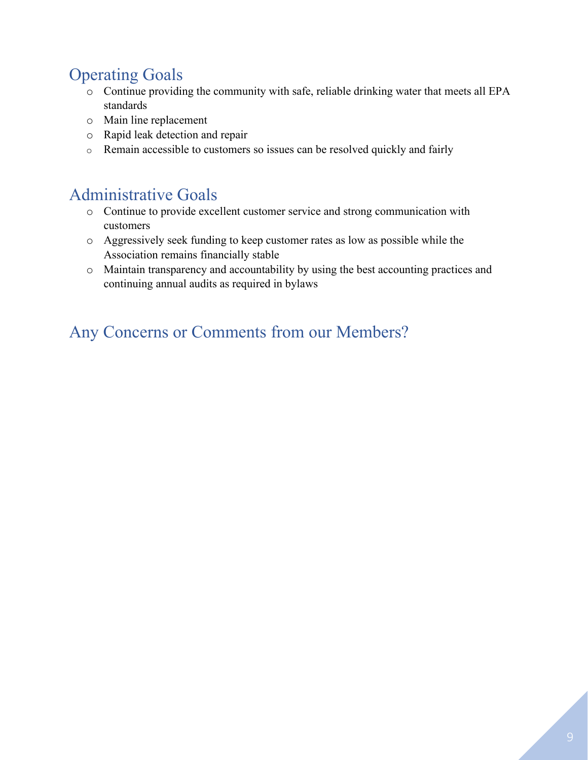## Operating Goals

- Continue providing the community with safe, reliable drinking water that meets all EPA standards
- Main line replacement
- Rapid leak detection and repair
- Remain accessible to customers so issues can be resolved quickly and fairly

## Administrative Goals

- Continue to provide excellent customer service and strong communication with customers
- Aggressively seek funding to keep customer rates as low as possible while the Association remains financially stable
- Maintain transparency and accountability by using the best accounting practices and continuing annual audits as required in bylaws

## Any Concerns or Comments from our Members?